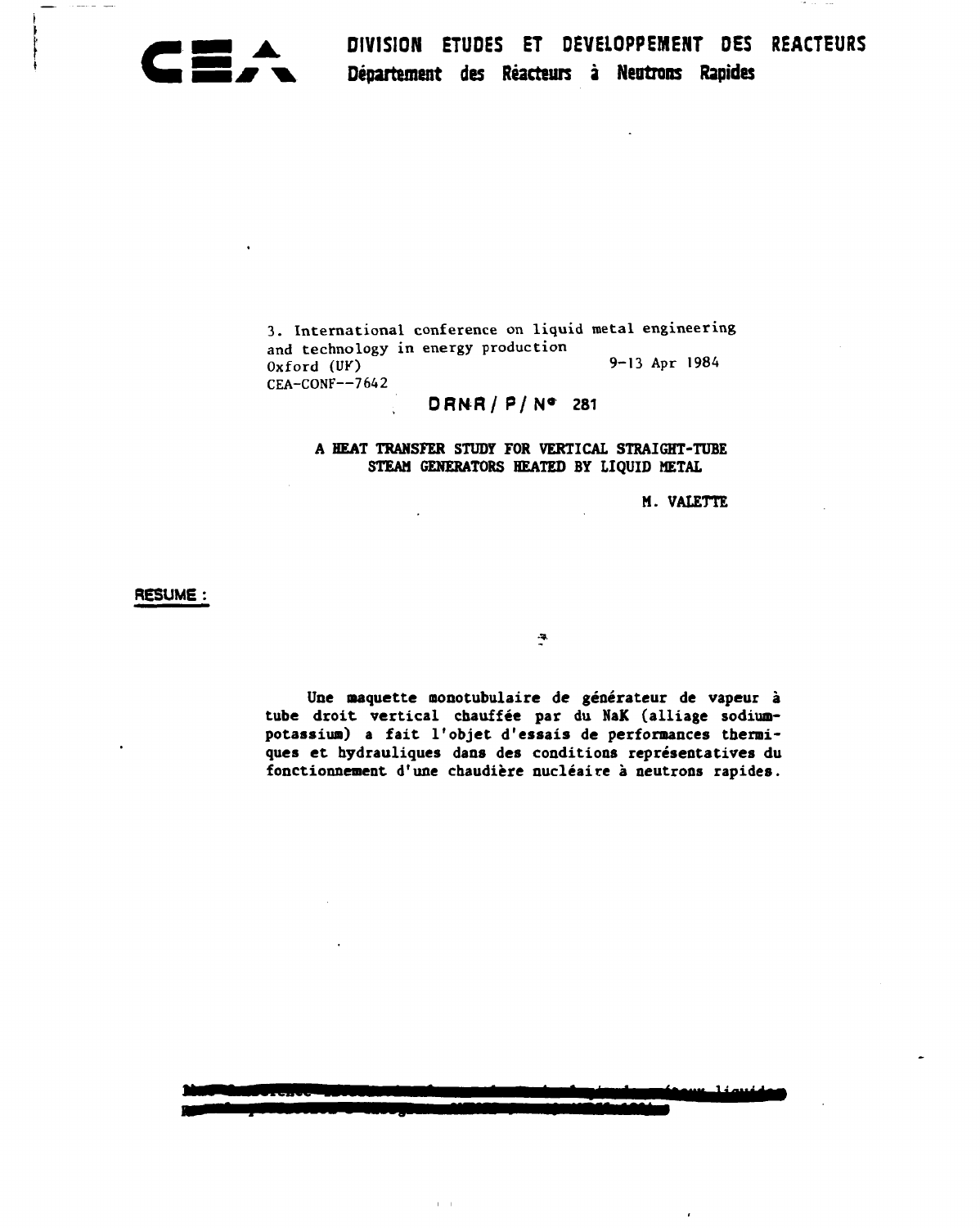**CEA**

**DIVISION ETUDES ET DEVELOPPEMENT DES REACTEURS**
**Département des Réacteurs à Neutrons Rapides**

3. International conference on liquid metal engineering and technology in energy production
Oxford (UK) 9-13 Apr 1984
CEA-CONF--7642

**DRNR / P / N° 281**

# A HEAT TRANSFER STUDY FOR VERTICAL STRAIGHT-TUBE STEAM GENERATORS HEATED BY LIQUID METAL

**M. VALETTE**

**RESUME :**

**Une maquette monotubulaire de générateur de vapeur à tube droit vertical chauffée par du NaK (alliage sodium-potassium) a fait l'objet d'essais de performances thermiques et hydrauliques dans des conditions représentatives du fonctionnement d'une chaudière nucléaire à neutrons rapides.**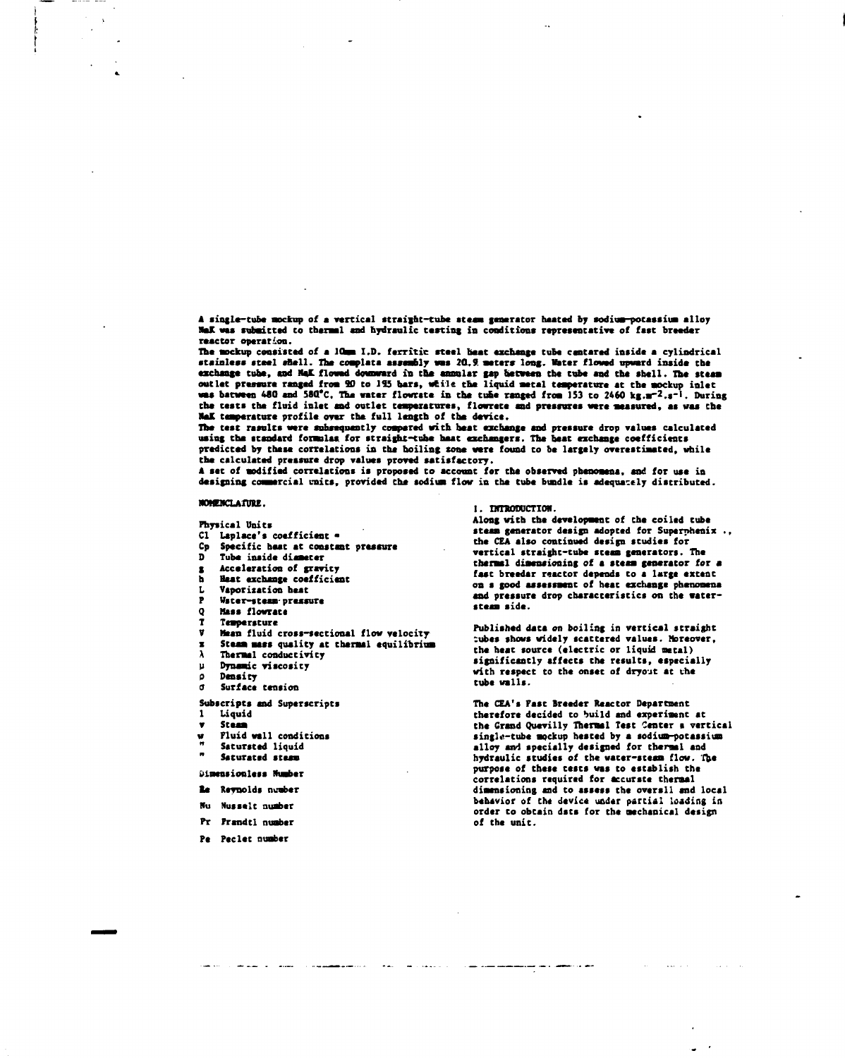A single-tube mockup of a vertical straight-tube steam generator heated by sodium-potassium alloy NaK was submitted to thermal and hydraulic testing in conditions representative of fast breeder reactor operation.

The mockup consisted of a 10mm I.D. ferritic steel heat exchange tube centered inside a cylindrical stainless steel shell. The complete assembly was 20.9 meters long. Water flowed upward inside the exchange tube, and NaK flowed downward in the annular gap between the tube and the shell. The steam outlet pressure ranged from 90 to 195 bars, while the liquid metal temperature at the mockup inlet was between 480 and 580°C. The water flowrate in the tube ranged from 153 to 2460 $kg.m^{-2}.s^{-1}$. During the tests the fluid inlet and outlet temperatures, flowrate and pressures were measured, as was the NaK temperature profile over the full length of the device.

The test results were subsequently compared with heat exchange and pressure drop values calculated using the standard formulas for straight-tube heat exchangers. The heat exchange coefficients predicted by these correlations in the boiling zone were found to be largely overestimated, while the calculated pressure drop values proved satisfactory.

A set of modified correlations is proposed to account for the observed phenomena, and for use in designing commercial units, provided the sodium flow in the tube bundle is adequately distributed.

## NOMENCLATURE.

Physical Units

- Cl Laplace's coefficient =
- Cp Specific heat at constant pressure
- D Tube inside diameter
- g Acceleration of gravity
- h Heat exchange coefficient
- L Vaporization heat
- P Water-steam pressure
- Q Mass flowrate
- T Temperature
- V Mean fluid cross-sectional flow velocity
- x Steam mass quality at thermal equilibrium
- $\lambda$ Thermal conductivity
- $\mu$ Dynamic viscosity
- $\rho$ Density
- $\sigma$ Surface tension

Subscripts and Superscripts

- l Liquid
- v Steam
- w Fluid wall conditions
- ' Saturated liquid
- " Saturated steam

Dimensionless Number

- Re Reynolds number
- Nu Nusselt number
- Pr Prandtl number
- Pe Peclet number

## 1. INTRODUCTION.

Along with the development of the coiled tube steam generator design adopted for Superphenix, the CEA also continued design studies for vertical straight-tube steam generators. The thermal dimensioning of a steam generator for a fast breeder reactor depends to a large extent on a good assessment of heat exchange phenomena and pressure drop characteristics on the water-steam side.

Published data on boiling in vertical straight tubes shows widely scattered values. Moreover, the heat source (electric or liquid metal) significantly affects the results, especially with respect to the onset of dryout at the tube walls.

The CEA's Fast Breeder Reactor Department therefore decided to build and experiment at the Grand Quevilly Thermal Test Center a vertical single-tube mockup heated by a sodium-potassium alloy and specially designed for thermal and hydraulic studies of the water-steam flow. The purpose of these tests was to establish the correlations required for accurate thermal dimensioning and to assess the overall and local behavior of the device under partial loading in order to obtain data for the mechanical design of the unit.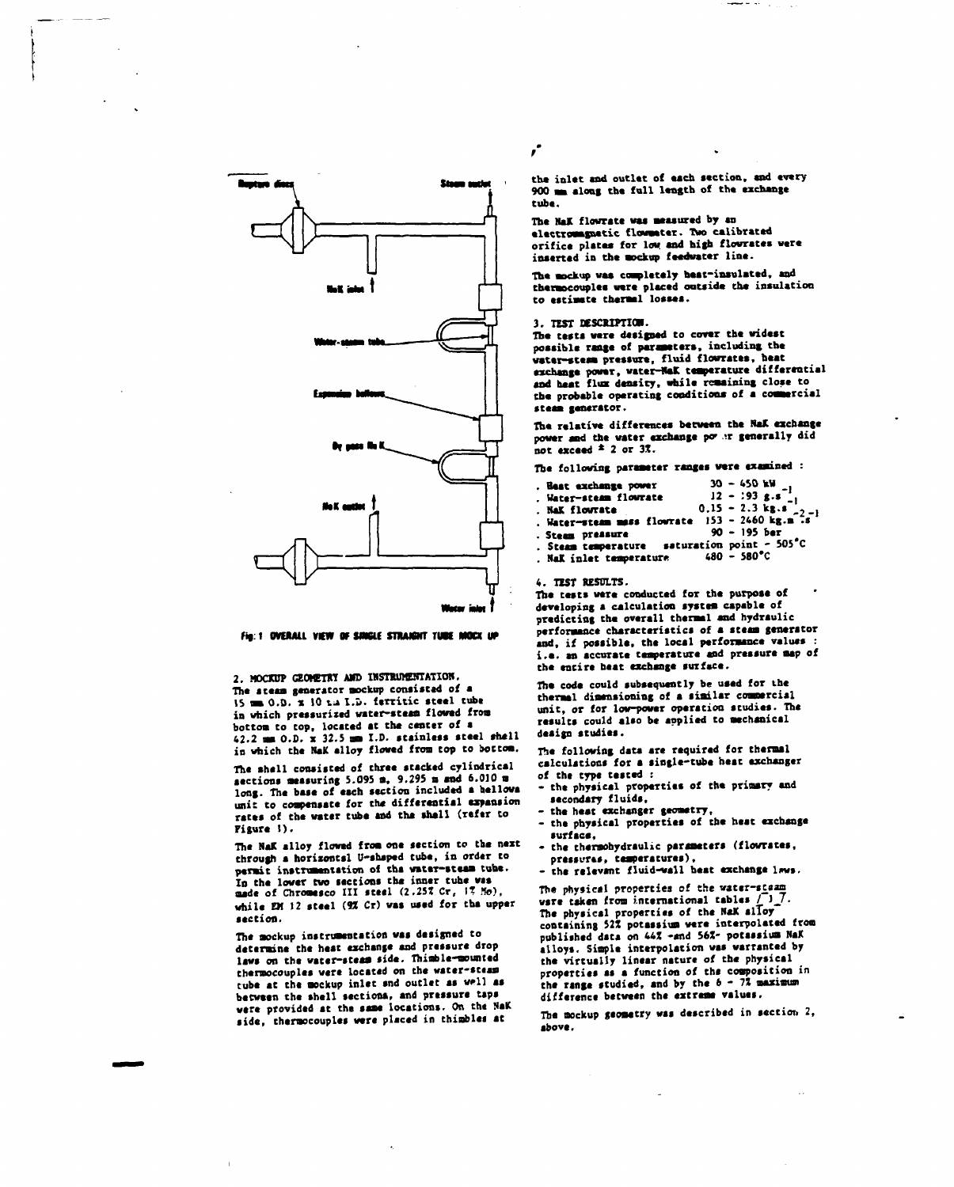Fig. 1 OVERALL VIEW OF SINGLE STRAIGHT TUBE MOCK UP

## 2. MOCKUP GEOMETRY AND INSTRUMENTATION.

The steam generator mockup consisted of a 15 mm O.D. x 10 mm I.D. ferritic steel tube in which pressurized water-steam flowed from bottom to top, located at the center of a 42.2 mm O.D. x 32.5 mm I.D. stainless steel shell in which the NaK alloy flowed from top to bottom.

The shell consisted of three stacked cylindrical sections measuring 5.095 m, 9.295 m and 6.010 m long. The base of each section included a bellows unit to compensate for the differential expansion rates of the water tube and the shell (refer to Figure 1).

The NaK alloy flowed from one section to the next through a horizontal U-shaped tube, in order to permit instrumentation of the water-steam tube. In the lower two sections the inner tube was made of Chromesco III steel (2.25% Cr, 1% Mo), while EM 12 steel (9% Cr) was used for the upper section.

The mockup instrumentation was designed to determine the heat exchange and pressure drop laws on the water-steam side. Thimble-mounted thermocouples were located on the water-steam tube at the mockup inlet and outlet as well as between the shell sections, and pressure taps were provided at the same locations. On the NaK side, thermocouples were placed in thimbles at the inlet and outlet of each section, and every 900 mm along the full length of the exchange tube.

The NaK flowrate was measured by an electromagnetic flowmeter. Two calibrated orifice plates for low and high flowrates were inserted in the mockup feedwater line.

The mockup was completely heat-insulated, and thermocouples were placed outside the insulation to estimate thermal losses.

## 3. TEST DESCRIPTION.

The tests were designed to cover the widest possible range of parameters, including the water-steam pressure, fluid flowrates, heat exchange power, water-NaK temperature differential and heat flux density, while remaining close to the probable operating conditions of a commercial steam generator.

The relative differences between the NaK exchange power and the water exchange power generally did not exceed ± 2 or 3%.

The following parameter ranges were examined :

- Heat exchange power 30 - 450 kW
- Water-steam flowrate 12 - 193 $g.s^{-1}$
- NaK flowrate 0.15 - 2.3 $kg.s^{-1}$
- Water-steam mass flowrate 153 - 2460 $kg.m^{-2}.s^{-1}$
- Steam pressure 90 - 195 bar
- Steam temperature saturation point - 505°C
- NaK inlet temperature 480 - 580°C

## 4. TEST RESULTS.

The tests were conducted for the purpose of developing a calculation system capable of predicting the overall thermal and hydraulic performance characteristics of a steam generator and, if possible, the local performance values : i.e. an accurate temperature and pressure map of the entire heat exchange surface.

The code could subsequently be used for the thermal dimensioning of a similar commercial unit, or for low-power operation studies. The results could also be applied to mechanical design studies.

The following data are required for thermal calculations for a single-tube heat exchanger of the type tested :

- the physical properties of the primary and secondary fluids,
- the heat exchanger geometry,
- the physical properties of the heat exchange surface,
- the thermohydraulic parameters (flowrates, pressures, temperatures),
- the relevant fluid-wall heat exchange laws.

The physical properties of the water-steam were taken from international tables [1]. The physical properties of the NaK alloy containing 52% potassium were interpolated from published data on 44% -and 56%- potassium NaK alloys. Simple interpolation was warranted by the virtually linear nature of the physical properties as a function of the composition in the range studied, and by the 6 - 7% maximum difference between the extreme values.

The mockup geometry was described in section 2, above.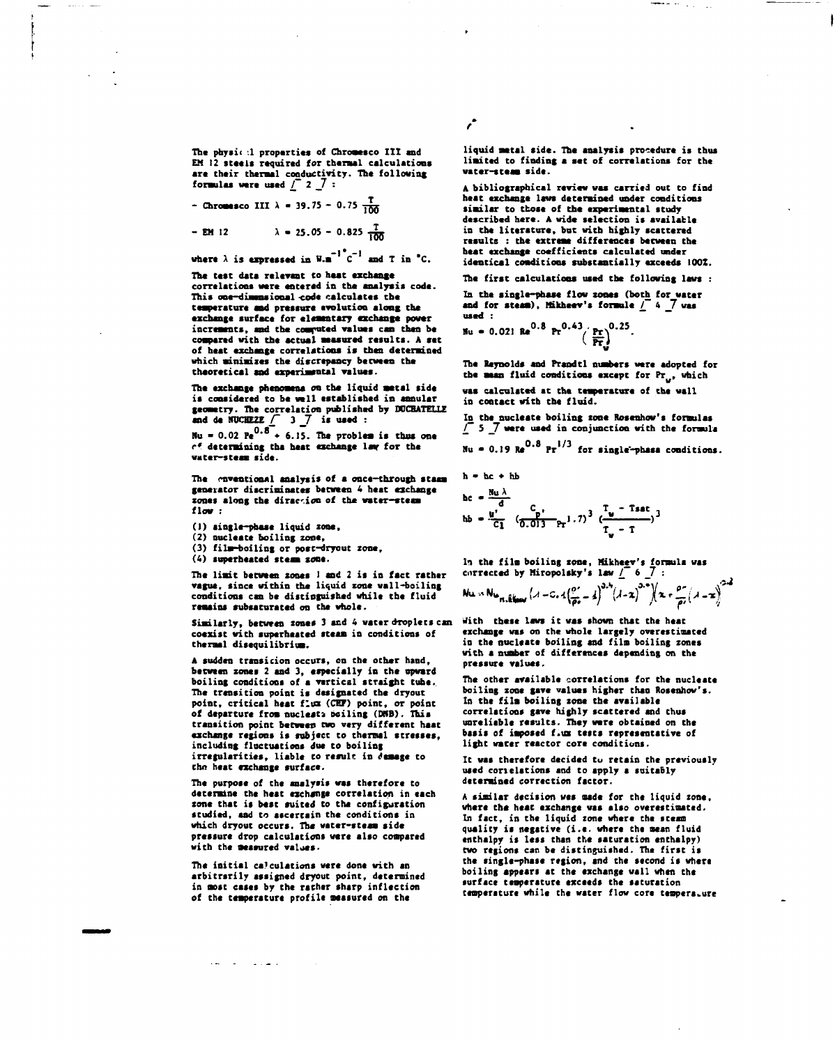The physical properties of Chromesco III and EM 12 steels required for thermal calculations are their thermal conductivity. The following formulas were used [2]:

- Chromesco III $\lambda = 39.75 - 0.75 \frac{T}{100}$

- EM 12 $\lambda = 25.05 - 0.825 \frac{T}{100}$

where $\lambda$ is expressed in $W.m^{-1}°C^{-1}$ and T in °C.

The test data relevant to heat exchange correlations were entered in the analysis code. This one-dimensional code calculates the temperature and pressure evolution along the exchange surface for elementary exchange power increments, and the computed values can then be compared with the actual measured results. A set of heat exchange correlations is then determined which minimizes the discrepancy between the theoretical and experimental values.

The exchange phenomena on the liquid metal side is considered to be well established in annular geometry. The correlation published by DUCHATELLE and de NUCHEZE [3] is used:

$Nu = 0.02\ Pe^{0.8} + 6.15$. The problem is thus one of determining the heat exchange law for the water-steam side.

The conventional analysis of a once-through steam generator discriminates between 4 heat exchange zones along the direction of the water-steam flow:

(1) single-phase liquid zone,
(2) nucleate boiling zone,
(3) film-boiling or post-dryout zone,
(4) superheated steam zone.

The limit between zones 1 and 2 is in fact rather vague, since within the liquid zone wall-boiling conditions can be distinguished while the fluid remains subsaturated on the whole.

Similarly, between zones 3 and 4 water droplets can coexist with superheated steam in conditions of thermal disequilibrium.

A sudden transicion occurs, on the other hand, between zones 2 and 3, especially in the upward boiling conditions of a vertical straight tube. The transition point is designated the dryout point, critical heat flux (CHF) point, or point of departure from nucleate boiling (DNB). This transition point between two very different heat exchange regions is subject to thermal stresses, including fluctuations due to boiling irregularities, liable to result in damage to the heat exchange surface.

The purpose of the analysis was therefore to determine the heat exchange correlation in each zone that is best suited to the configuration studied, and to ascertain the conditions in which dryout occurs. The water-steam side pressure drop calculations were also compared with the measured values.

The initial calculations were done with an arbitrarily assigned dryout point, determined in most cases by the rather sharp inflection of the temperature profile measured on the liquid metal side. The analysis procedure is thus limited to finding a set of correlations for the water-steam side.

A bibliographical review was carried out to find heat exchange laws determined under conditions similar to those of the experimental study described here. A wide selection is available in the literature, but with highly scattered results: the extreme differences between the heat exchange coefficients calculated under identical conditions substantially exceeds 100%.

The first calculations used the following laws:

In the single-phase flow zones (both for water and for steam), Mikheev's formula [4] was used:

$$Nu = 0.021\ Re^{0.8}\ Pr^{0.43} \left(\frac{Pr}{Pr_w}\right)^{0.25}.$$

The Reynolds and Prandtl numbers were adopted for the mean fluid conditions except for $Pr_w$, which was calculated at the temperature of the wall in contact with the fluid.

In the nucleate boiling zone Rosenhow's formulas [5] were used in conjunction with the formula

$Nu = 0.19\ Re^{0.8}\ Pr^{1/3}$ for single-phase conditions.

$$h = hc + hb$$

$$hc = \frac{Nu\ \lambda}{d}$$

$$hb = \frac{\mu'}{C1} \left(\frac{C_p'}{0.013} Pr^{1.7}\right)^3 \left(\frac{T_w - Tsat}{T_w - T}\right)^3$$

In the film boiling zone, Mikheev's formula was corrected by Miropolsky's law [6]:

$$Nu = Nu_{m.Mikheev} \left(1 - C_1 \left(\frac{\rho'}{\rho''} - 1\right)^{0.4} (1-x)^{0.4}\right) \left(x + \frac{\rho''}{\rho'}(1-x)\right)^{0.8}$$

With these laws it was shown that the heat exchange was on the whole largely overestimated in the nucleate boiling and film boiling zones with a number of differences depending on the pressure values.

The other available correlations for the nucleate boiling zone gave values higher than Rosenhow's. In the film boiling zone the available correlations gave highly scattered and thus unreliable results. They were obtained on the basis of imposed flux tests representative of light water reactor core conditions.

It was therefore decided to retain the previously used correlations and to apply a suitably determined correction factor.

A similar decision was made for the liquid zone, where the heat exchange was also overestimated. In fact, in the liquid zone where the steam quality is negative (i.e. where the mean fluid enthalpy is less than the saturation enthalpy) two regions can be distinguished. The first is the single-phase region, and the second is where boiling appears at the exchange wall when the surface temperature exceeds the saturation temperature while the water flow core temperature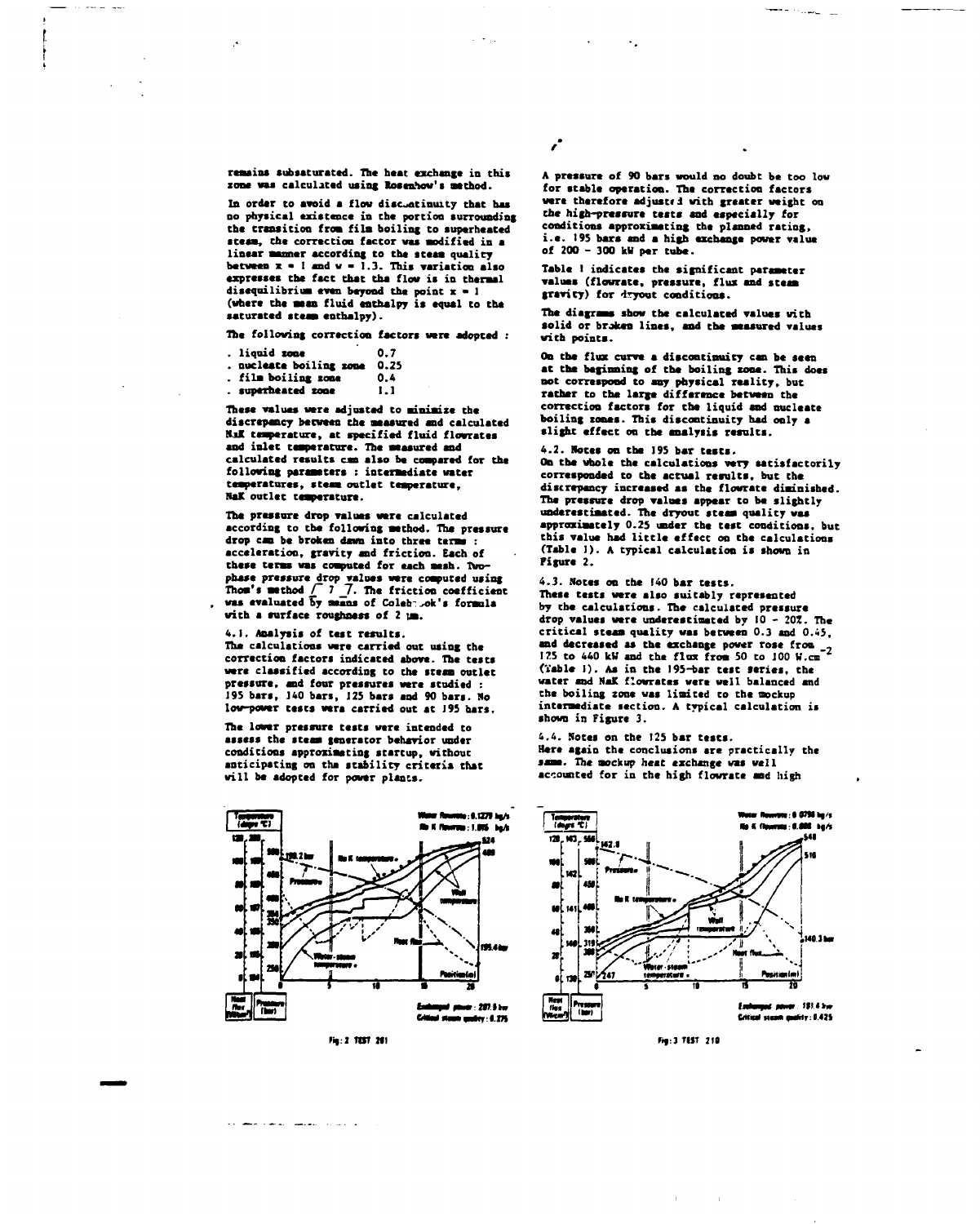remains subsaturated. The heat exchange in this zone was calculated using Rosenhow's method.

In order to avoid a flow discontinuity that has no physical existence in the portion surrounding the transition from film boiling to superheated steam, the correction factor was modified in a linear manner according to the steam quality between $x = 1$ and $w = 1.3$. This variation also expresses the fact that the flow is in thermal disequilibrium even beyond the point $x = 1$ (where the mean fluid enthalpy is equal to the saturated steam enthalpy).

The following correction factors were adopted :

- liquid zone 0.7
- nucleate boiling zone 0.25
- film boiling zone 0.4
- superheated zone 1.1

These values were adjusted to minimize the discrepancy between the measured and calculated NaK temperature, at specified fluid flowrates and inlet temperature. The measured and calculated results can also be compared for the following parameters : intermediate water temperatures, steam outlet temperature, NaK outlet temperature.

The pressure drop values were calculated according to the following method. The pressure drop can be broken down into three terms : acceleration, gravity and friction. Each of these terms was computed for each mesh. Two-phase pressure drop values were computed using Thom's method [7]. The friction coefficient was evaluated by means of Colebrook's formula with a surface roughness of 2 µm.

### 4.1. Analysis of test results.

The calculations were carried out using the correction factors indicated above. The tests were classified according to the steam outlet pressure, and four pressures were studied : 195 bars, 140 bars, 125 bars and 90 bars. No low-power tests were carried out at 195 bars.

The lower pressure tests were intended to assess the steam generator behavior under conditions approximating startup, without anticipating on the stability criteria that will be adopted for power plants.

A pressure of 90 bars would no doubt be too low for stable operation. The correction factors were therefore adjusted with greater weight on the high-pressure tests and especially for conditions approximating the planned rating, i.e. 195 bars and a high exchange power value of 200 - 300 kW per tube.

Table 1 indicates the significant parameter values (flowrate, pressure, flux and steam gravity) for dryout conditions.

The diagrams show the calculated values with solid or broken lines, and the measured values with points.

On the flux curve a discontinuity can be seen at the beginning of the boiling zone. This does not correspond to any physical reality, but rather to the large difference between the correction factors for the liquid and nucleate boiling zones. This discontinuity had only a slight effect on the analysis results.

### 4.2. Notes on the 195 bar tests.

On the whole the calculations very satisfactorily corresponded to the actual results, but the discrepancy increased as the flowrate diminished. The pressure drop values appear to be slightly underestimated. The dryout steam quality was approximately 0.25 under the test conditions, but this value had little effect on the calculations (Table 1). A typical calculation is shown in Figure 2.

### 4.3. Notes on the 140 bar tests.

These tests were also suitably represented by the calculations. The calculated pressure drop values were underestimated by 10 - 20%. The critical steam quality was between 0.3 and 0.45, and decreased as the exchange power rose from 125 to 440 kW and the flux from 50 to 100 W.cm$^{-2}$ (Table 1). As in the 195-bar test series, the water and NaK flowrates were well balanced and the boiling zone was limited to the mockup intermediate section. A typical calculation is shown in Figure 3.

### 4.4. Notes on the 125 bar tests.

Here again the conclusions are practically the same. The mockup heat exchange was well accounted for in the high flowrate and high

Fig: 2 TEST 201

Fig: 3 TEST 210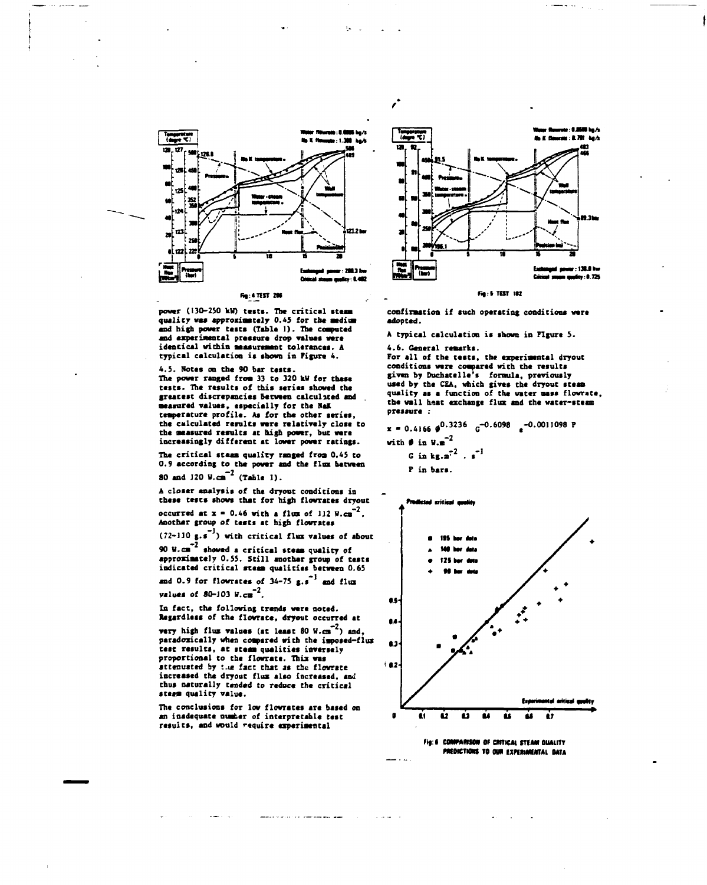Fig: 4 TEST 206

power (130-250 kW) tests. The critical steam quality was approximately 0.45 for the medium and high power tests (Table 1). The computed and experimental pressure drop values were identical within measurement tolerances. A typical calculation is shown in Figure 4.

4.5. Notes on the 90 bar tests.

The power ranged from 33 to 320 kW for these tests. The results of this series showed the greatest discrepancies between calculated and measured values, especially for the NaK temperature profile. As for the other series, the calculated results were relatively close to the measured results at high power, but were increasingly different at lower power ratings.

The critical steam quality ranged from 0.45 to 0.9 according to the power and the flux between 80 and 120 $W.cm^{-2}$ (Table 1).

A closer analysis of the dryout conditions in these tests shows that for high flowrates dryout occurred at x = 0.46 with a flux of 112 $W.cm^{-2}$. Another group of tests at high flowrates (72-110 $g.s^{-1}$) with critical flux values of about 90 $W.cm^{-2}$ showed a critical steam quality of approximately 0.55. Still another group of tests indicated critical steam qualities between 0.65 and 0.9 for flowrates of 34-75 $g.s^{-1}$ and flux values of 80-103 $W.cm^{-2}$.

In fact, the following trends were noted. Regardless of the flowrate, dryout occurred at very high flux values (at least 80 $W.cm^{-2}$) and, paradoxically when compared with the imposed-flux test results, at steam qualities inversely proportional to the flowrate. This was attenuated by the fact that as the flowrate increased the dryout flux also increased, and thus naturally tended to reduce the critical steam quality value.

The conclusions for low flowrates are based on an inadequate number of interpretable test results, and would require experimental confirmation if such operating conditions were adopted.

A typical calculation is shown in Figure 5.

Fig: 5 TEST 102

4.6. General remarks.

For all of the tests, the experimental dryout conditions were compared with the results given by Duchatelle's formula, previously used by the CEA, which gives the dryout steam quality as a function of the water mass flowrate, the wall heat exchange flux and the water-steam pressure :

$$x = 0.4166\ \phi^{0.3236}\ G^{-0.6098}\ e^{-0.0011098\ P}$$

with $\phi$ in $W.m^{-2}$

$G$ in $kg.m^{-2}.s^{-1}$

$P$ in bars.

Fig: 6 COMPARISON OF CRITICAL STEAM QUALITY PREDICTIONS TO OUR EXPERIMENTAL DATA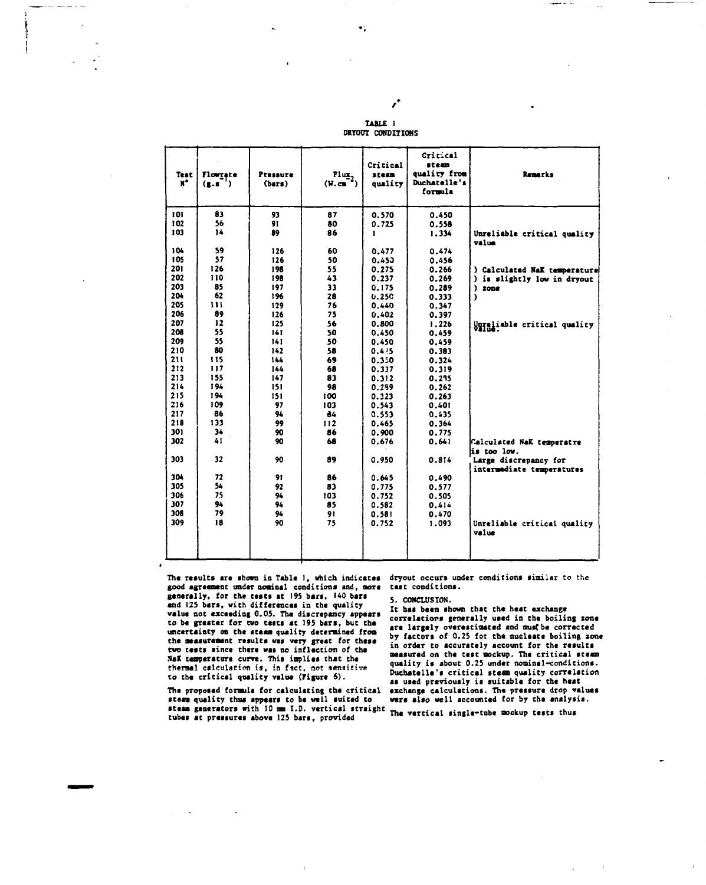**TABLE 1**
**DRYOUT CONDITIONS**

| Test N° | Flowrate ($g.s^{-1}$) | Pressure (bars) | Flux ($W.cm^{-2}$) | Critical steam quality | Critical steam quality from Duchatelle's formula | Remarks |
|---|---|---|---|---|---|---|
| 101 | 83 | 93 | 87 | 0.570 | 0.450 | |
| 102 | 56 | 91 | 80 | 0.725 | 0.558 | |
| 103 | 14 | 89 | 86 | 1 | 1.334 | Unreliable critical quality value |
| 104 | 59 | 126 | 60 | 0.477 | 0.474 | |
| 105 | 57 | 126 | 50 | 0.450 | 0.456 | |
| 201 | 126 | 198 | 55 | 0.275 | 0.266 | ) Calculated NaK temperature |
| 202 | 110 | 198 | 43 | 0.237 | 0.269 | ) is slightly low in dryout |
| 203 | 85 | 197 | 33 | 0.175 | 0.289 | ) zone |
| 204 | 62 | 196 | 28 | 0.250 | 0.333 | ) |
| 205 | 111 | 129 | 76 | 0.440 | 0.347 | |
| 206 | 89 | 126 | 75 | 0.402 | 0.397 | |
| 207 | 12 | 125 | 56 | 0.800 | 1.226 | Unreliable critical quality value. |
| 208 | 55 | 141 | 50 | 0.450 | 0.459 | |
| 209 | 55 | 141 | 50 | 0.450 | 0.459 | |
| 210 | 80 | 142 | 58 | 0.425 | 0.383 | |
| 211 | 115 | 144 | 69 | 0.330 | 0.324 | |
| 212 | 117 | 144 | 68 | 0.337 | 0.319 | |
| 213 | 155 | 147 | 83 | 0.312 | 0.295 | |
| 214 | 194 | 151 | 98 | 0.289 | 0.262 | |
| 215 | 194 | 151 | 100 | 0.323 | 0.263 | |
| 216 | 109 | 97 | 103 | 0.543 | 0.401 | |
| 217 | 86 | 94 | 84 | 0.553 | 0.435 | |
| 218 | 133 | 99 | 112 | 0.465 | 0.364 | |
| 301 | 34 | 90 | 86 | 0.900 | 0.775 | |
| 302 | 41 | 90 | 68 | 0.676 | 0.641 | Calculated NaK temperatre is too low. |
| 303 | 32 | 90 | 89 | 0.950 | 0.814 | Large discrepancy for intermediate temperatures |
| 304 | 72 | 91 | 86 | 0.645 | 0.490 | |
| 305 | 54 | 92 | 83 | 0.775 | 0.577 | |
| 306 | 75 | 94 | 103 | 0.752 | 0.505 | |
| 307 | 94 | 94 | 85 | 0.582 | 0.414 | |
| 308 | 79 | 94 | 91 | 0.581 | 0.470 | |
| 309 | 18 | 90 | 75 | 0.752 | 1.093 | Unreliable critical quality value |

The results are shown in Table 1, which indicates good agreement under nominal conditions and, more generally, for the tests at 195 bars, 140 bars and 125 bars, with differences in the quality value not exceeding 0.05. The discrepancy appears to be greater for two tests at 195 bars, but the uncertainty on the steam quality determined from the measurement results was very great for these two tests since there was no inflection of the NaK temperature curve. This implies that the thermal calculation is, in fact, not sensitive to the critical quality value (Figure 6).

The proposed formula for calculating the critical steam quality thus appears to be well suited to steam generators with 10 mm I.D. vertical straight tubes at pressures above 125 bars, provided dryout occurs under conditions similar to the test conditions.

## 5. CONCLUSION.

It has been shown that the heat exchange correlations generally used in the boiling zone are largely overestimated and must be corrected by factors of 0.25 fot the nucleate boiling zone in order to accurately account for the results measured on the test mockup. The critical steam quality is about 0.25 under nominal-conditions. Duchatelle's critical steam quality correlation as used previously is suitable for the heat exchange calculations. The pressure drop values were also well accounted for by the analysis.

The vertical single-tube mockup tests thus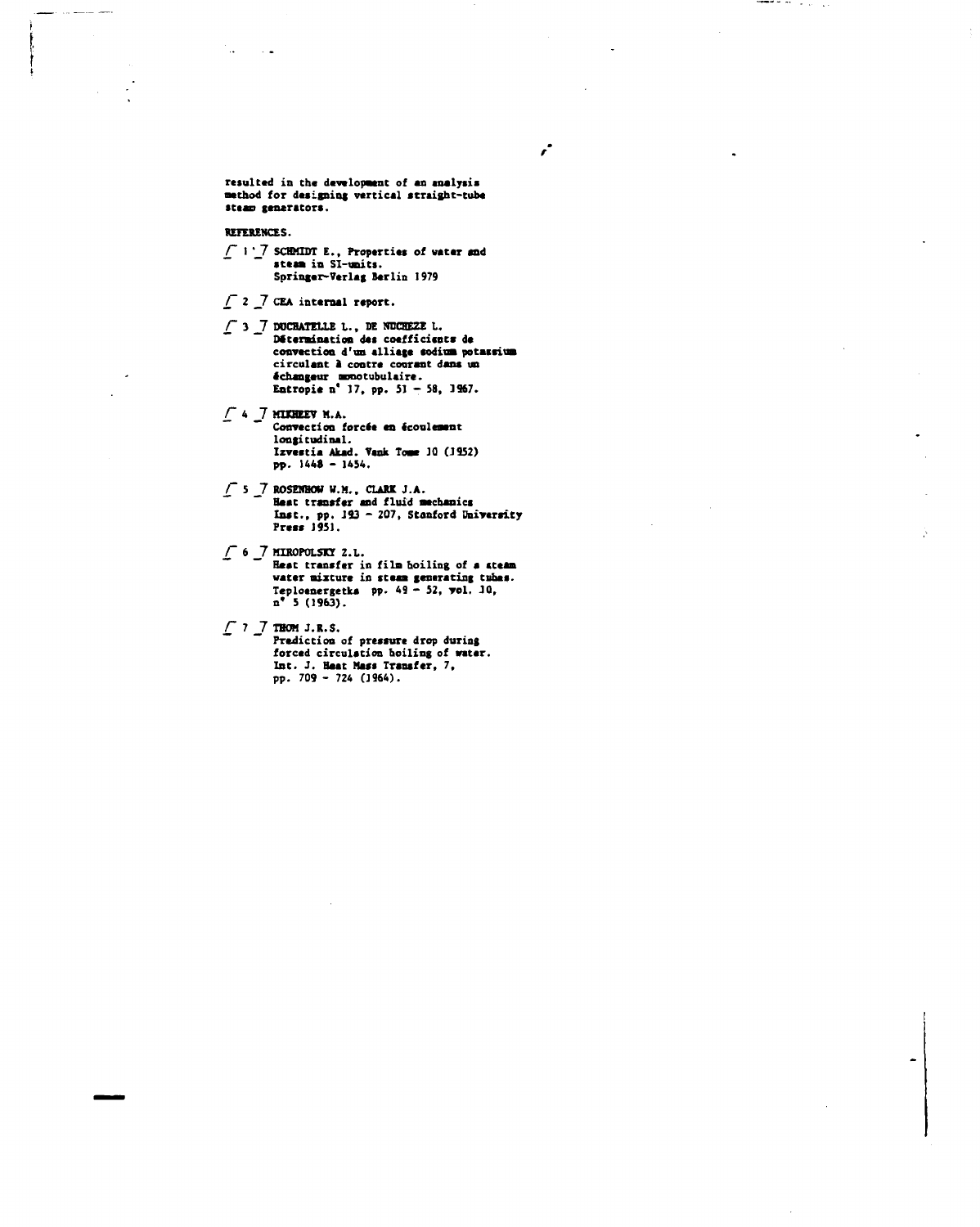resulted in the development of an analysis method for designing vertical straight-tube steam generators.

## REFERENCES.

[ 1 ] SCHMIDT E., Properties of water and steam in SI-units.
Springer-Verlag Berlin 1979

[ 2 ] CEA internal report.

[ 3 ] DUCHATELLE L., DE NUCHEZE L.
Détermination des coefficients de convection d'un alliage sodium potassium circulant à contre courant dans un échangeur monotubulaire.
Entropie n° 17, pp. 51 - 58, 1967.

[ 4 ] MIKHEEV M.A.
Convection forcée en écoulement longitudinal.
Izvestia Akad. Nauk Tome 10 (1952)
pp. 1448 - 1454.

[ 5 ] ROSENHOW W.M., CLARK J.A.
Heat transfer and fluid mechanics
Inst., pp. 193 - 207, Stanford University Press 1951.

[ 6 ] MIROPOLSKY Z.L.
Heat transfer in film boiling of a steam water mixture in steam generating tubes.
Teploenergetka pp. 49 - 52, vol. 10, n° 5 (1963).

[ 7 ] THOM J.R.S.
Prediction of pressure drop during forced circulation boiling of water.
Int. J. Heat Mass Transfer, 7,
pp. 709 - 724 (1964).